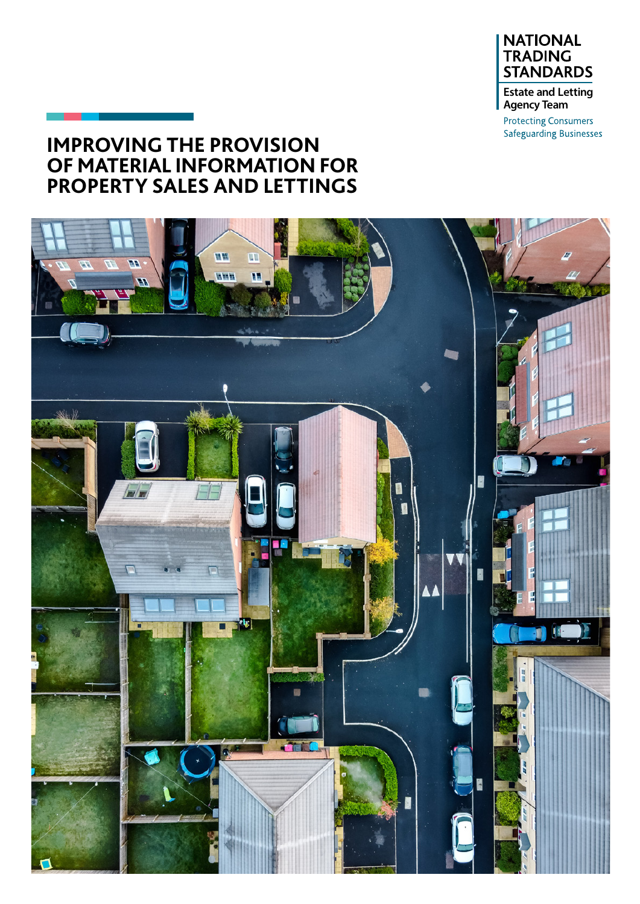NATIONAL TRADING STANDARDS

Estate and Letting Agency Team

Protecting Consumers
Safeguarding Businesses

# IMPROVING THE PROVISION OF MATERIAL INFORMATION FOR PROPERTY SALES AND LETTINGS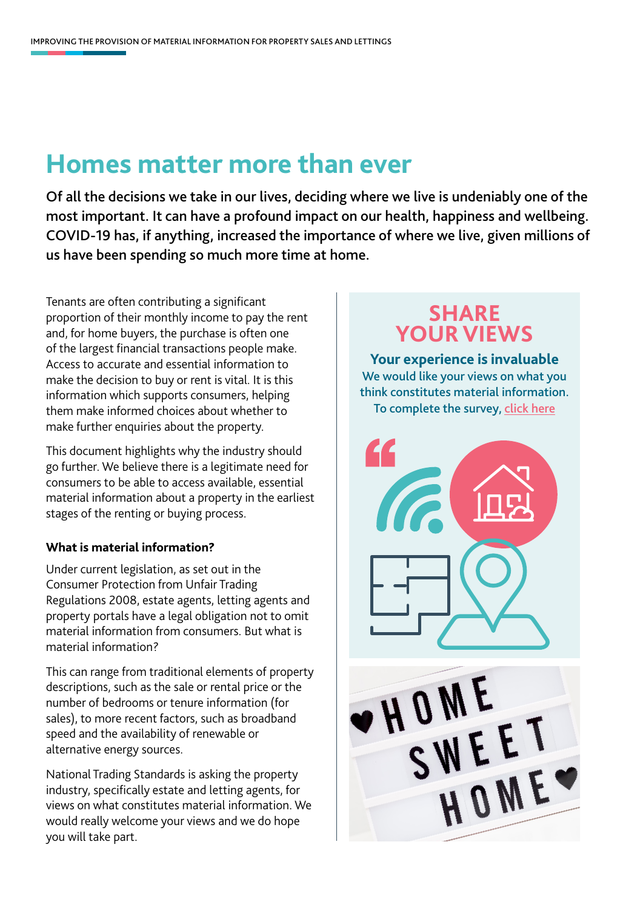# Homes matter more than ever

**Of all the decisions we take in our lives, deciding where we live is undeniably one of the most important. It can have a profound impact on our health, happiness and wellbeing. COVID-19 has, if anything, increased the importance of where we live, given millions of us have been spending so much more time at home.**

Tenants are often contributing a significant proportion of their monthly income to pay the rent and, for home buyers, the purchase is often one of the largest financial transactions people make. Access to accurate and essential information to make the decision to buy or rent is vital. It is this information which supports consumers, helping them make informed choices about whether to make further enquiries about the property.

This document highlights why the industry should go further. We believe there is a legitimate need for consumers to be able to access available, essential material information about a property in the earliest stages of the renting or buying process.

### What is material information?

Under current legislation, as set out in the Consumer Protection from Unfair Trading Regulations 2008, estate agents, letting agents and property portals have a legal obligation not to omit material information from consumers. But what is material information?

This can range from traditional elements of property descriptions, such as the sale or rental price or the number of bedrooms or tenure information (for sales), to more recent factors, such as broadband speed and the availability of renewable or alternative energy sources.

National Trading Standards is asking the property industry, specifically estate and letting agents, for views on what constitutes material information. We would really welcome your views and we do hope you will take part.

## SHARE YOUR VIEWS

**Your experience is invaluable**

We would like your views on what you think constitutes material information. To complete the survey, click here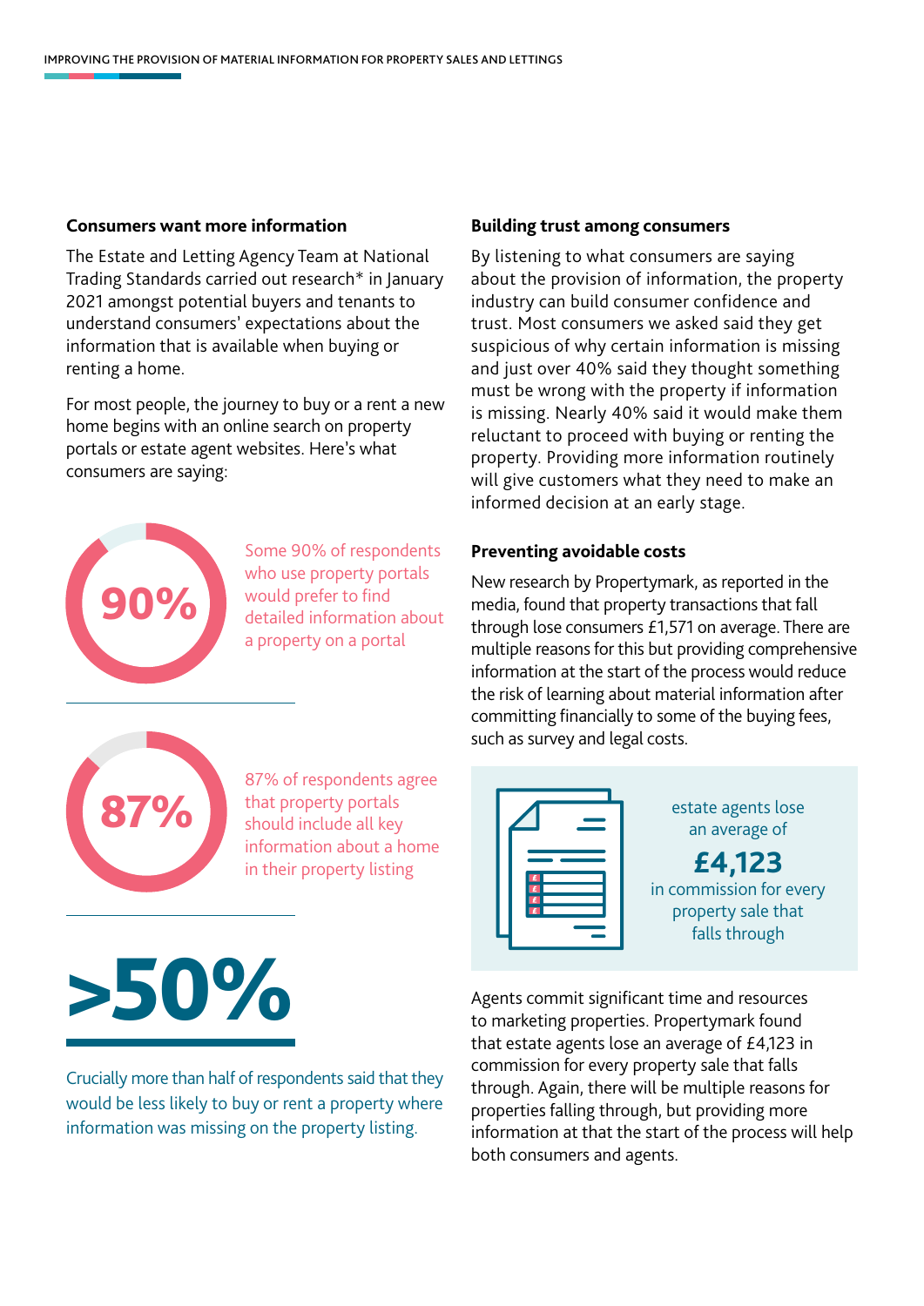## Consumers want more information

The Estate and Letting Agency Team at National Trading Standards carried out research* in January 2021 amongst potential buyers and tenants to understand consumers' expectations about the information that is available when buying or renting a home.

For most people, the journey to buy or a rent a new home begins with an online search on property portals or estate agent websites. Here's what consumers are saying:

**90%**

Some 90% of respondents who use property portals would prefer to find detailed information about a property on a portal

**87%**

87% of respondents agree that property portals should include all key information about a home in their property listing

**>50%**

Crucially more than half of respondents said that they would be less likely to buy or rent a property where information was missing on the property listing.

## Building trust among consumers

By listening to what consumers are saying about the provision of information, the property industry can build consumer confidence and trust. Most consumers we asked said they get suspicious of why certain information is missing and just over 40% said they thought something must be wrong with the property if information is missing. Nearly 40% said it would make them reluctant to proceed with buying or renting the property. Providing more information routinely will give customers what they need to make an informed decision at an early stage.

## Preventing avoidable costs

New research by Propertymark, as reported in the media, found that property transactions that fall through lose consumers £1,571 on average. There are multiple reasons for this but providing comprehensive information at the start of the process would reduce the risk of learning about material information after committing financially to some of the buying fees, such as survey and legal costs.

estate agents lose an average of **£4,123** in commission for every property sale that falls through

Agents commit significant time and resources to marketing properties. Propertymark found that estate agents lose an average of £4,123 in commission for every property sale that falls through. Again, there will be multiple reasons for properties falling through, but providing more information at that the start of the process will help both consumers and agents.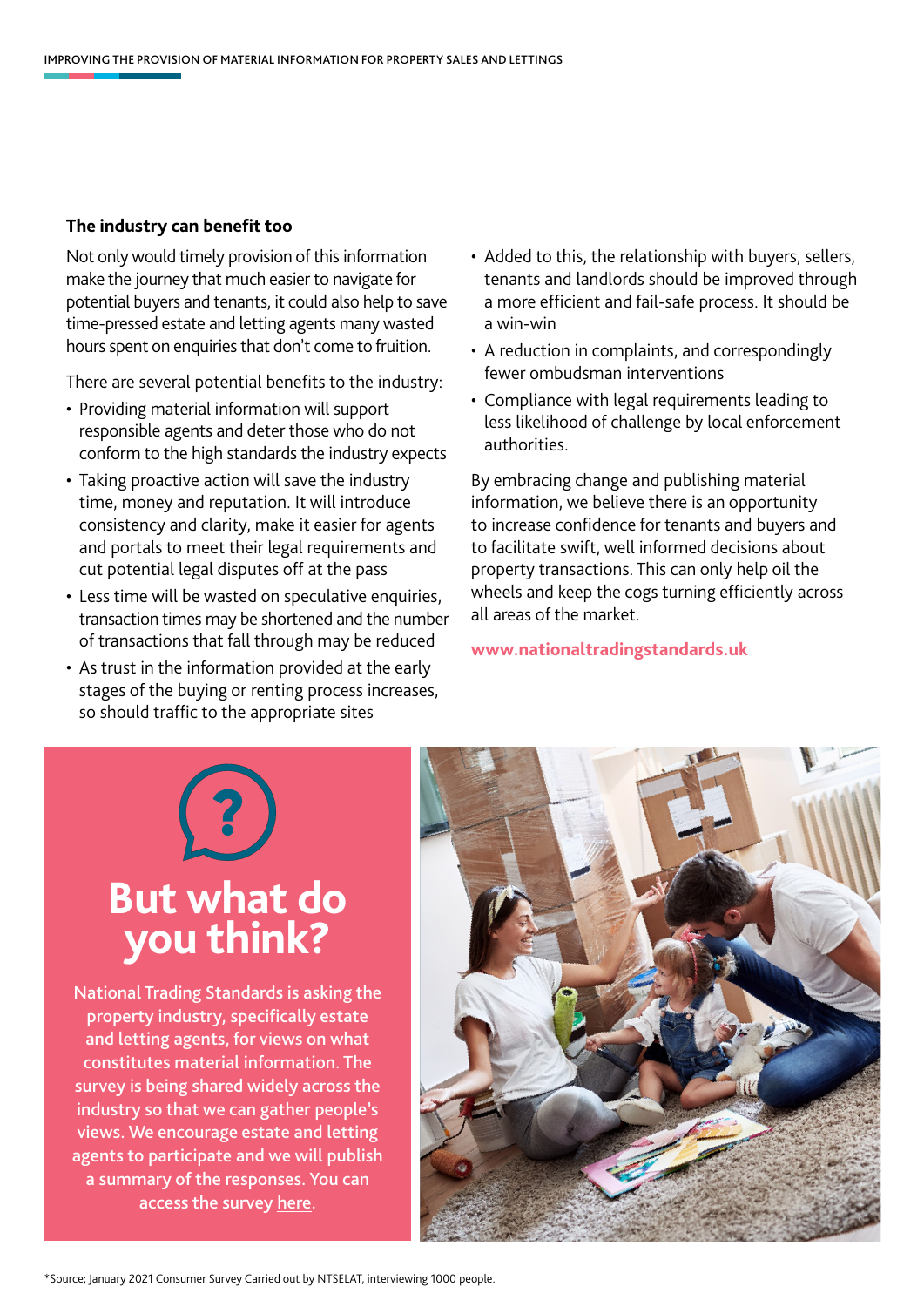### The industry can benefit too

Not only would timely provision of this information make the journey that much easier to navigate for potential buyers and tenants, it could also help to save time-pressed estate and letting agents many wasted hours spent on enquiries that don't come to fruition.

There are several potential benefits to the industry:

- Providing material information will support responsible agents and deter those who do not conform to the high standards the industry expects
- Taking proactive action will save the industry time, money and reputation. It will introduce consistency and clarity, make it easier for agents and portals to meet their legal requirements and cut potential legal disputes off at the pass
- Less time will be wasted on speculative enquiries, transaction times may be shortened and the number of transactions that fall through may be reduced
- As trust in the information provided at the early stages of the buying or renting process increases, so should traffic to the appropriate sites
- Added to this, the relationship with buyers, sellers, tenants and landlords should be improved through a more efficient and fail-safe process. It should be a win-win
- A reduction in complaints, and correspondingly fewer ombudsman interventions
- Compliance with legal requirements leading to less likelihood of challenge by local enforcement authorities.

By embracing change and publishing material information, we believe there is an opportunity to increase confidence for tenants and buyers and to facilitate swift, well informed decisions about property transactions. This can only help oil the wheels and keep the cogs turning efficiently across all areas of the market.

**www.nationaltradingstandards.uk**

## But what do you think?

National Trading Standards is asking the property industry, specifically estate and letting agents, for views on what constitutes material information. The survey is being shared widely across the industry so that we can gather people's views. We encourage estate and letting agents to participate and we will publish a summary of the responses. You can access the survey here.

*Source; January 2021 Consumer Survey Carried out by NTSELAT, interviewing 1000 people.